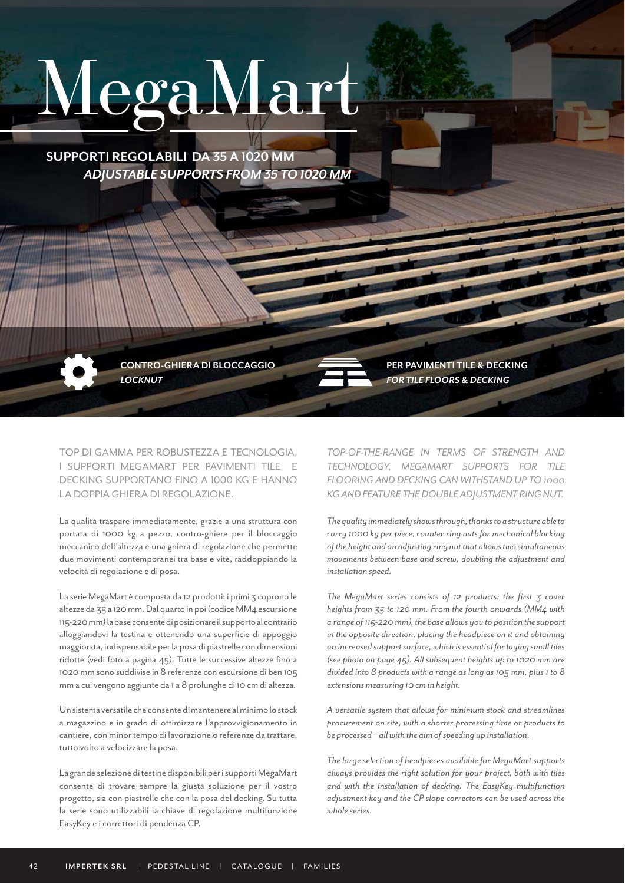# MegaMart

**SUPPORTI REGOLABILI DA 35 A 1020 MM**
***ADJUSTABLE SUPPORTS FROM 35 TO 1020 MM***

**CONTRO-GHIERA DI BLOCCAGGIO**
***LOCKNUT***

**PER PAVIMENTI TILE & DECKING**
***FOR TILE FLOORS & DECKING***

TOP DI GAMMA PER ROBUSTEZZA E TECNOLOGIA, I SUPPORTI MEGAMART PER PAVIMENTI TILE E DECKING SUPPORTANO FINO A 1000 KG E HANNO LA DOPPIA GHIERA DI REGOLAZIONE.

La qualità traspare immediatamente, grazie a una struttura con portata di 1000 kg a pezzo, contro-ghiere per il bloccaggio meccanico dell'altezza e una ghiera di regolazione che permette due movimenti contemporanei tra base e vite, raddoppiando la velocità di regolazione e di posa.

La serie MegaMart è composta da 12 prodotti: i primi 3 coprono le altezze da 35 a 120 mm. Dal quarto in poi (codice MM4 escursione 115-220 mm) la base consente di posizionare il supporto al contrario alloggiandovi la testina e ottenendo una superficie di appoggio maggiorata, indispensabile per la posa di piastrelle con dimensioni ridotte (vedi foto a pagina 45). Tutte le successive altezze fino a 1020 mm sono suddivise in 8 referenze con escursione di ben 105 mm a cui vengono aggiunte da 1 a 8 prolunghe di 10 cm di altezza.

Un sistema versatile che consente di mantenere al minimo lo stock a magazzino e in grado di ottimizzare l'approvvigionamento in cantiere, con minor tempo di lavorazione o referenze da trattare, tutto volto a velocizzare la posa.

La grande selezione di testine disponibili per i supporti MegaMart consente di trovare sempre la giusta soluzione per il vostro progetto, sia con piastrelle che con la posa del decking. Su tutta la serie sono utilizzabili la chiave di regolazione multifunzione EasyKey e i correttori di pendenza CP.

*TOP-OF-THE-RANGE IN TERMS OF STRENGTH AND TECHNOLOGY, MEGAMART SUPPORTS FOR TILE FLOORING AND DECKING CAN WITHSTAND UP TO 1000 KG AND FEATURE THE DOUBLE ADJUSTMENT RING NUT.*

*The quality immediately shows through, thanks to a structure able to carry 1000 kg per piece, counter ring nuts for mechanical blocking of the height and an adjusting ring nut that allows two simultaneous movements between base and screw, doubling the adjustment and installation speed.*

*The MegaMart series consists of 12 products: the first 3 cover heights from 35 to 120 mm. From the fourth onwards (MM4 with a range of 115-220 mm), the base allows you to position the support in the opposite direction, placing the headpiece on it and obtaining an increased support surface, which is essential for laying small tiles (see photo on page 45). All subsequent heights up to 1020 mm are divided into 8 products with a range as long as 105 mm, plus 1 to 8 extensions measuring 10 cm in height.*

*A versatile system that allows for minimum stock and streamlines procurement on site, with a shorter processing time or products to be processed – all with the aim of speeding up installation.*

*The large selection of headpieces available for MegaMart supports always provides the right solution for your project, both with tiles and with the installation of decking. The EasyKey multifunction adjustment key and the CP slope correctors can be used across the whole series.*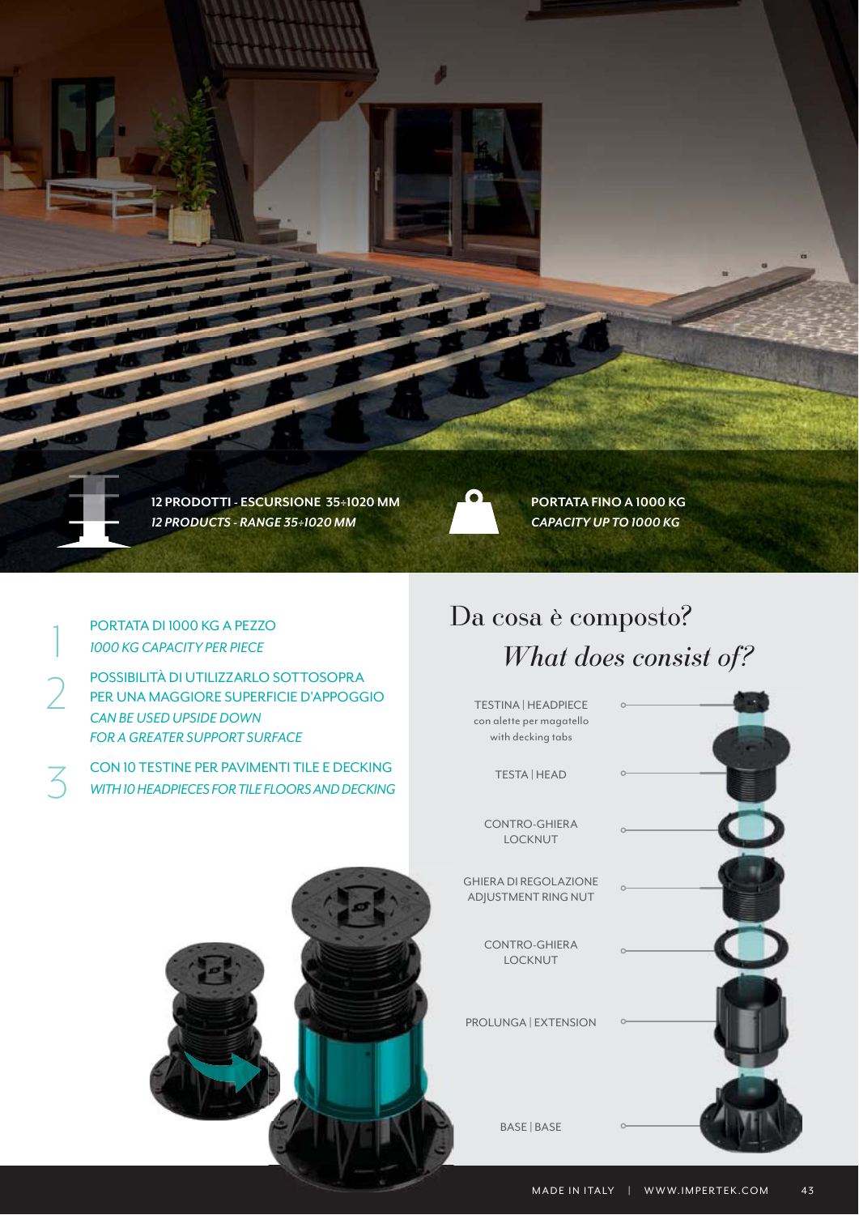**12 PRODOTTI - ESCURSIONE 35÷1020 MM**
***12 PRODUCTS - RANGE 35÷1020 MM***

**PORTATA FINO A 1000 KG**
***CAPACITY UP TO 1000 KG***

1. PORTATA DI 1000 KG A PEZZO
   *1000 KG CAPACITY PER PIECE*
2. POSSIBILITÀ DI UTILIZZARLO SOTTOSOPRA PER UNA MAGGIORE SUPERFICIE D'APPOGGIO
   *CAN BE USED UPSIDE DOWN FOR A GREATER SUPPORT SURFACE*
3. CON 10 TESTINE PER PAVIMENTI TILE E DECKING
   *WITH 10 HEADPIECES FOR TILE FLOORS AND DECKING*

## Da cosa è composto?

## *What does consist of?*

- TESTINA | HEADPIECE
  con alette per magatello
  with decking tabs
- TESTA | HEAD
- CONTRO-GHIERA
  LOCKNUT
- GHIERA DI REGOLAZIONE
  ADJUSTMENT RING NUT
- CONTRO-GHIERA
  LOCKNUT
- PROLUNGA | EXTENSION
- BASE | BASE

MADE IN ITALY | WWW.IMPERTEK.COM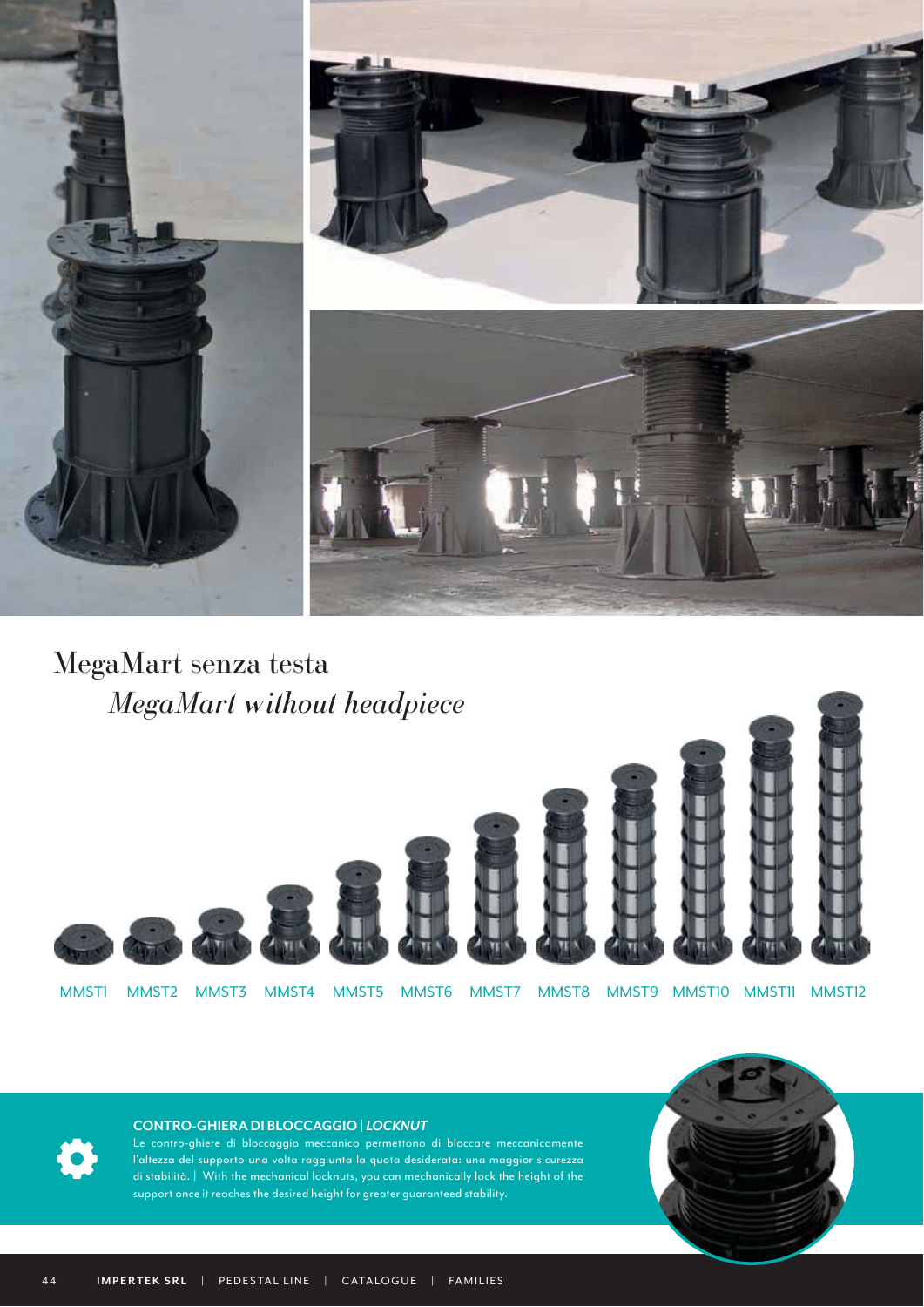# MegaMart senza testa

## *MegaMart without headpiece*

MMST1 MMST2 MMST3 MMST4 MMST5 MMST6 MMST7 MMST8 MMST9 MMST10 MMST11 MMST12

**CONTRO-GHIERA DI BLOCCAGGIO** | ***LOCKNUT***

Le contro-ghiere di bloccaggio meccanico permettono di bloccare meccanicamente l'altezza del supporto una volta raggiunta la quota desiderata: una maggior sicurezza di stabilità. | With the mechanical locknuts, you can mechanically lock the height of the support once it reaches the desired height for greater guaranteed stability.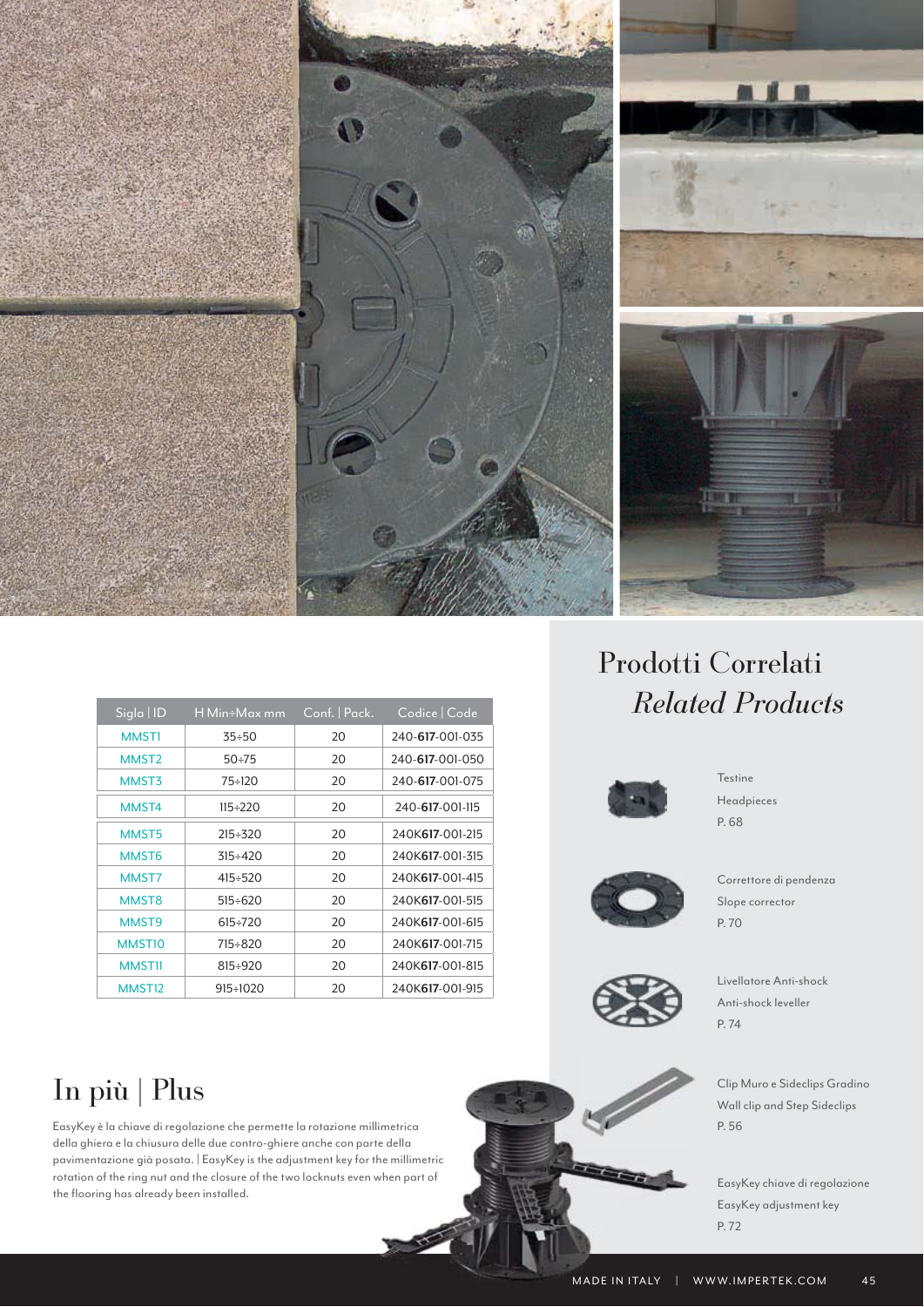| Sigla \| ID | H Min÷Max mm | Conf. \| Pack. | Codice \| Code |
|---|---|---|---|
| MMST1 | 35÷50 | 20 | 240-**617**-001-035 |
| MMST2 | 50÷75 | 20 | 240-**617**-001-050 |
| MMST3 | 75÷120 | 20 | 240-**617**-001-075 |
| MMST4 | 115÷220 | 20 | 240-**617**-001-115 |
| MMST5 | 215÷320 | 20 | 240K**617**-001-215 |
| MMST6 | 315÷420 | 20 | 240K**617**-001-315 |
| MMST7 | 415÷520 | 20 | 240K**617**-001-415 |
| MMST8 | 515÷620 | 20 | 240K**617**-001-515 |
| MMST9 | 615÷720 | 20 | 240K**617**-001-615 |
| MMST10 | 715÷820 | 20 | 240K**617**-001-715 |
| MMST11 | 815÷920 | 20 | 240K**617**-001-815 |
| MMST12 | 915÷1020 | 20 | 240K**617**-001-915 |

# In più | Plus

EasyKey è la chiave di regolazione che permette la rotazione millimetrica della ghiera e la chiusura delle due contro-ghiere anche con parte della pavimentazione già posata. | EasyKey is the adjustment key for the millimetric rotation of the ring nut and the closure of the two locknuts even when part of the flooring has already been installed.

# Prodotti Correlati
## *Related Products*

Testine
Headpieces
P. 68

Correttore di pendenza
Slope corrector
P. 70

Livellatore Anti-shock
Anti-shock leveller
P. 74

Clip Muro e Sideclips Gradino
Wall clip and Step Sideclips
P. 56

EasyKey chiave di regolazione
EasyKey adjustment key
P. 72

MADE IN ITALY | WWW.IMPERTEK.COM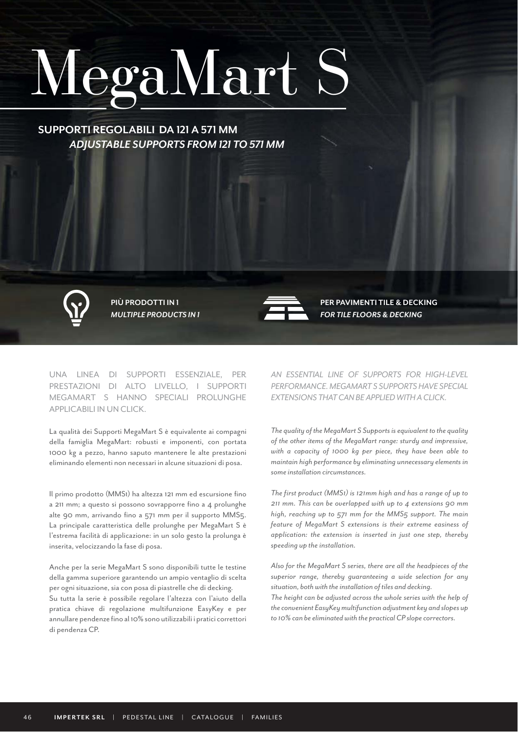# MegaMart S

**SUPPORTI REGOLABILI DA 121 A 571 MM**
***ADJUSTABLE SUPPORTS FROM 121 TO 571 MM***

**PIÙ PRODOTTI IN 1**
***MULTIPLE PRODUCTS IN 1***

**PER PAVIMENTI TILE & DECKING**
***FOR TILE FLOORS & DECKING***

UNA LINEA DI SUPPORTI ESSENZIALE, PER PRESTAZIONI DI ALTO LIVELLO, I SUPPORTI MEGAMART S HANNO SPECIALI PROLUNGHE APPLICABILI IN UN CLICK.

La qualità dei Supporti MegaMart S è equivalente ai compagni della famiglia MegaMart: robusti e imponenti, con portata 1000 kg a pezzo, hanno saputo mantenere le alte prestazioni eliminando elementi non necessari in alcune situazioni di posa.

Il primo prodotto (MMS1) ha altezza 121 mm ed escursione fino a 211 mm; a questo si possono sovrapporre fino a 4 prolunghe alte 90 mm, arrivando fino a 571 mm per il supporto MMS5. La principale caratteristica delle prolunghe per MegaMart S è l'estrema facilità di applicazione: in un solo gesto la prolunga è inserita, velocizzando la fase di posa.

Anche per la serie MegaMart S sono disponibili tutte le testine della gamma superiore garantendo un ampio ventaglio di scelta per ogni situazione, sia con posa di piastrelle che di decking.
Su tutta la serie è possibile regolare l'altezza con l'aiuto della pratica chiave di regolazione multifunzione EasyKey e per annullare pendenze fino al 10% sono utilizzabili i pratici correttori di pendenza CP.

*AN ESSENTIAL LINE OF SUPPORTS FOR HIGH-LEVEL PERFORMANCE. MEGAMART S SUPPORTS HAVE SPECIAL EXTENSIONS THAT CAN BE APPLIED WITH A CLICK.*

*The quality of the MegaMart S Supports is equivalent to the quality of the other items of the MegaMart range: sturdy and impressive, with a capacity of 1000 kg per piece, they have been able to maintain high performance by eliminating unnecessary elements in some installation circumstances.*

*The first product (MMS1) is 121mm high and has a range of up to 211 mm. This can be overlapped with up to 4 extensions 90 mm high, reaching up to 571 mm for the MMS5 support. The main feature of MegaMart S extensions is their extreme easiness of application: the extension is inserted in just one step, thereby speeding up the installation.*

*Also for the MegaMart S series, there are all the headpieces of the superior range, thereby guaranteeing a wide selection for any situation, both with the installation of tiles and decking.*
*The height can be adjusted across the whole series with the help of the convenient EasyKey multifunction adjustment key and slopes up to 10% can be eliminated with the practical CP slope correctors.*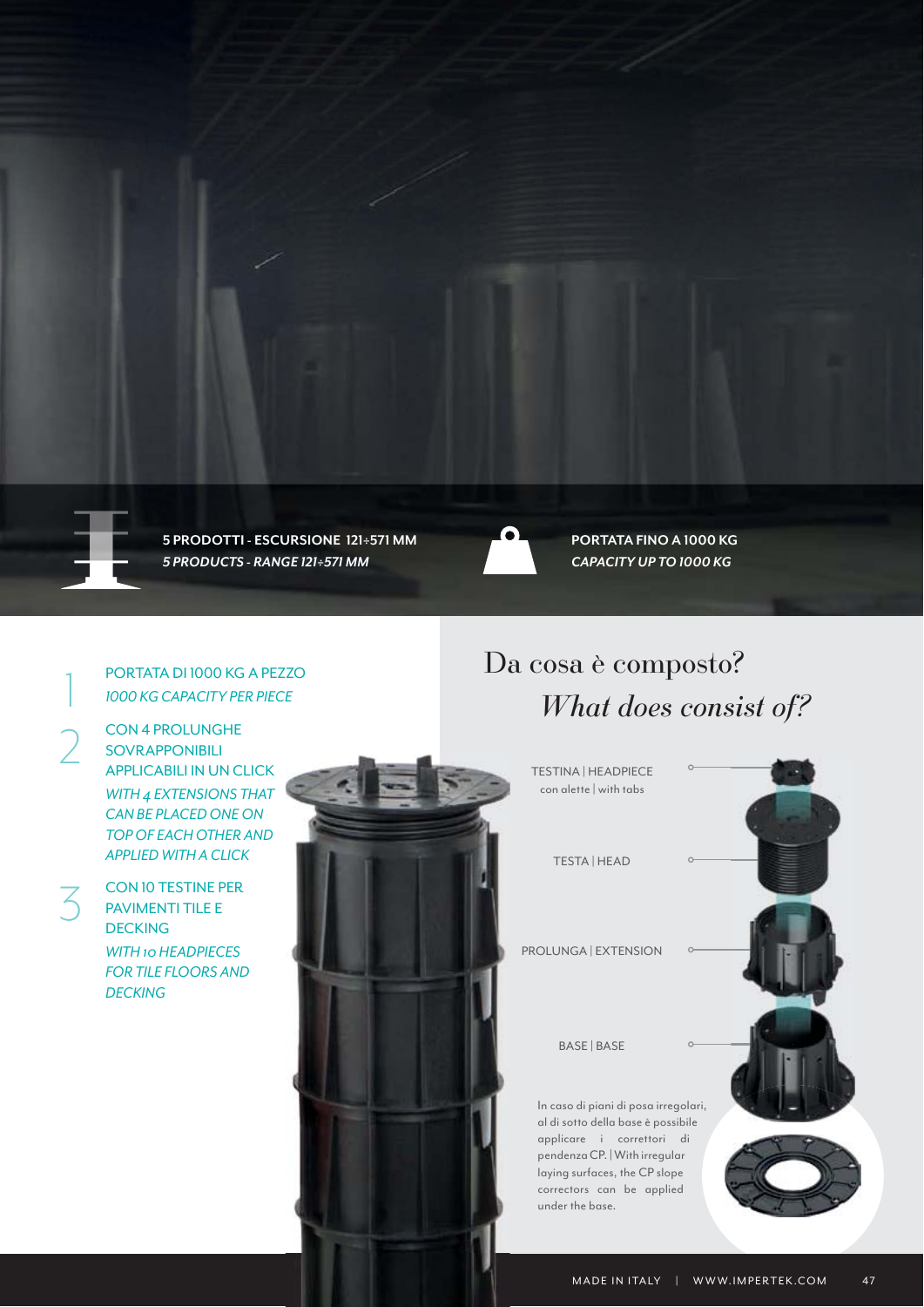**5 PRODOTTI - ESCURSIONE 121÷571 MM**
***5 PRODUCTS - RANGE 121÷571 MM***

**PORTATA FINO A 1000 KG**
***CAPACITY UP TO 1000 KG***

1. PORTATA DI 1000 KG A PEZZO
   *1000 KG CAPACITY PER PIECE*
2. CON 4 PROLUNGHE SOVRAPPONIBILI APPLICABILI IN UN CLICK
   *WITH 4 EXTENSIONS THAT CAN BE PLACED ONE ON TOP OF EACH OTHER AND APPLIED WITH A CLICK*
3. CON 10 TESTINE PER PAVIMENTI TILE E DECKING
   *WITH 10 HEADPIECES FOR TILE FLOORS AND DECKING*

## Da cosa è composto?

## *What does consist of?*

TESTINA | HEADPIECE
con alette | with tabs

TESTA | HEAD

PROLUNGA | EXTENSION

BASE | BASE

In caso di piani di posa irregolari, al di sotto della base è possibile applicare i correttori di pendenza CP. | With irregular laying surfaces, the CP slope correctors can be applied under the base.

MADE IN ITALY | WWW.IMPERTEK.COM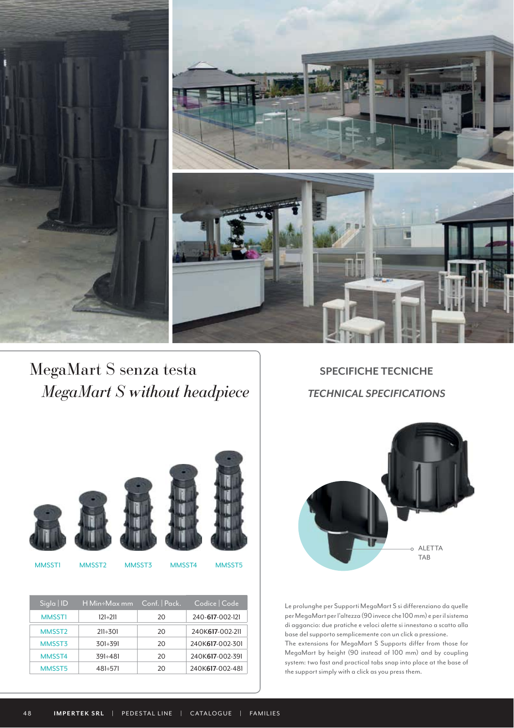# MegaMart S senza testa

## *MegaMart S without headpiece*

MMSST1 MMSST2 MMSST3 MMSST4 MMSST5

| Sigla \| ID | H Min÷Max mm | Conf. \| Pack. | Codice \| Code |
|---|---|---|---|
| MMSST1 | 121÷211 | 20 | 240-**617**-002-121 |
| MMSST2 | 211÷301 | 20 | 240K**617**-002-211 |
| MMSST3 | 301÷391 | 20 | 240K**617**-002-301 |
| MMSST4 | 391÷481 | 20 | 240K**617**-002-391 |
| MMSST5 | 481÷571 | 20 | 240K**617**-002-481 |

## SPECIFICHE TECNICHE

## *TECHNICAL SPECIFICATIONS*

ALETTA
TAB

Le prolunghe per Supporti MegaMart S si differenziano da quelle per MegaMart per l'altezza (90 invece che 100 mm) e per il sistema di aggancio: due pratiche e veloci alette si innestano a scatto alla base del supporto semplicemente con un click a pressione.

The extensions for MegaMart S Supports differ from those for MegaMart by height (90 instead of 100 mm) and by coupling system: two fast and practical tabs snap into place at the base of the support simply with a click as you press them.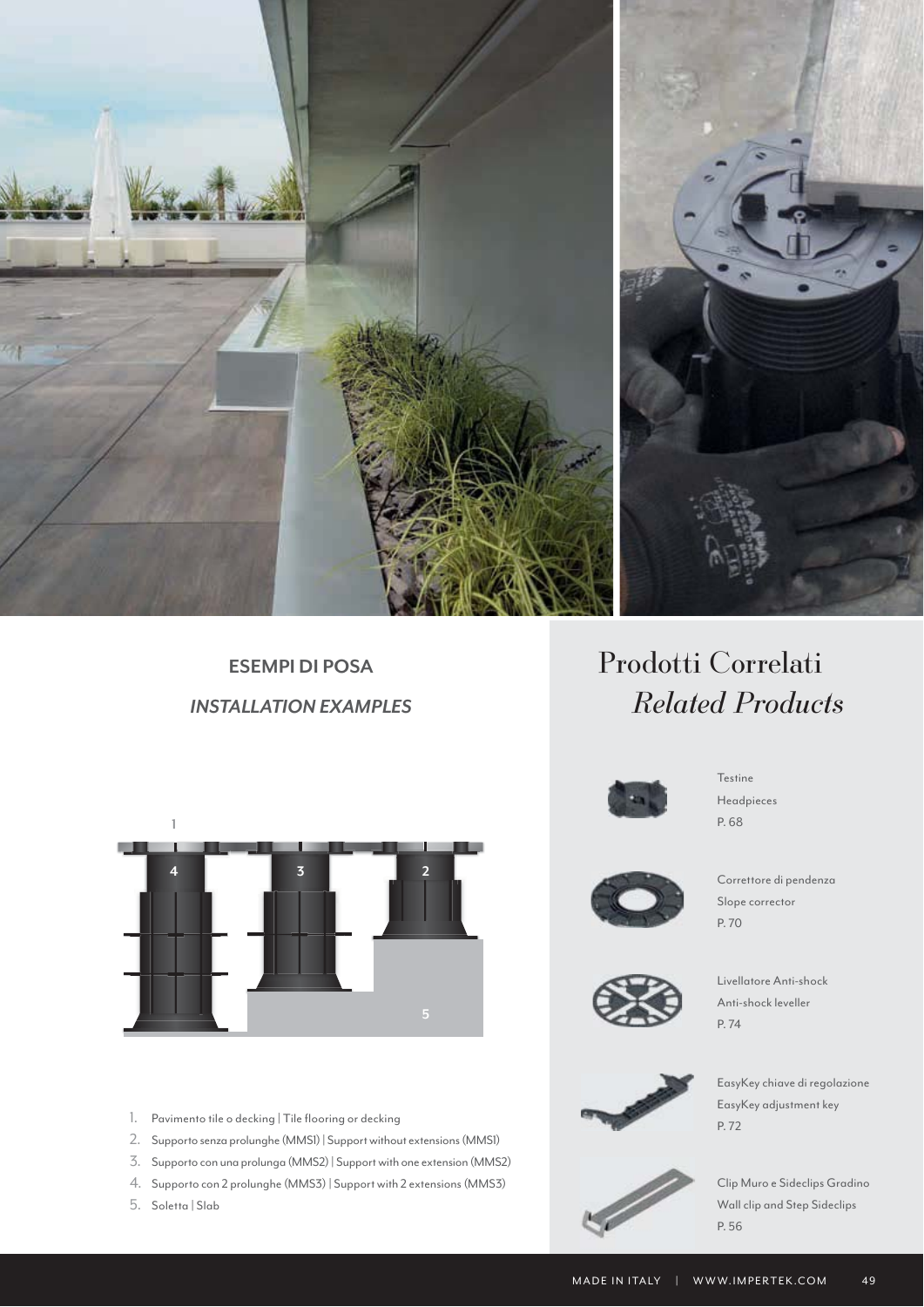## ESEMPI DI POSA

### *INSTALLATION EXAMPLES*

1
4
3
2
5

1. Pavimento tile o decking | Tile flooring or decking
2. Supporto senza prolunghe (MMS1) | Support without extensions (MMS1)
3. Supporto con una prolunga (MMS2) | Support with one extension (MMS2)
4. Supporto con 2 prolunghe (MMS3) | Support with 2 extensions (MMS3)
5. Soletta | Slab

# Prodotti Correlati
## *Related Products*

Testine
Headpieces
P. 68

Correttore di pendenza
Slope corrector
P. 70

Livellatore Anti-shock
Anti-shock leveller
P. 74

EasyKey chiave di regolazione
EasyKey adjustment key
P. 72

Clip Muro e Sideclips Gradino
Wall clip and Step Sideclips
P. 56

MADE IN ITALY | WWW.IMPERTEK.COM